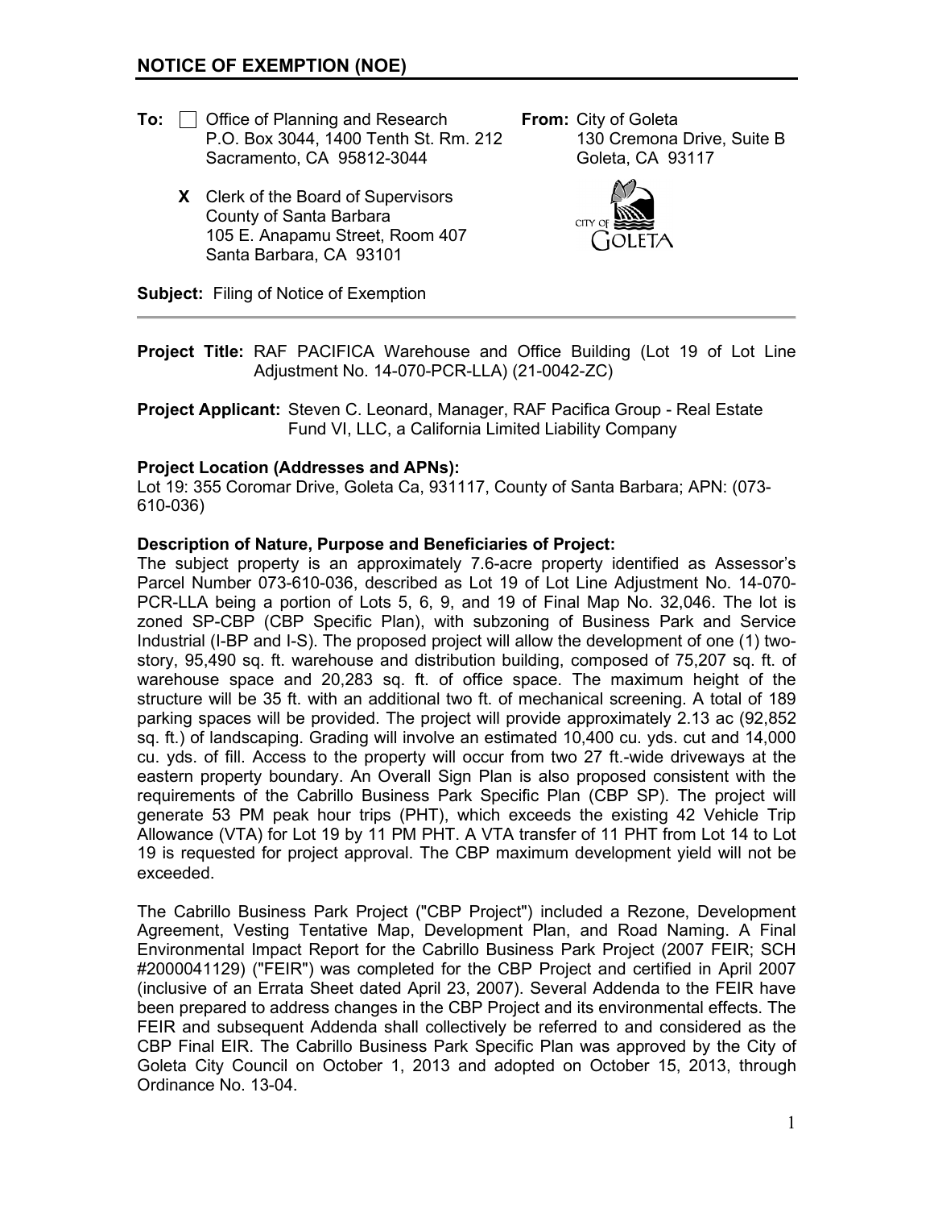## NOTICE OF EXEMPTION (NOE)

**To:** ☐ Office of Planning and Research
P.O. Box 3044, 1400 Tenth St. Rm. 212
Sacramento, CA 95812-3044

**X** Clerk of the Board of Supervisors
County of Santa Barbara
105 E. Anapamu Street, Room 407
Santa Barbara, CA 93101

**From:** City of Goleta
130 Cremona Drive, Suite B
Goleta, CA 93117

**Subject:** Filing of Notice of Exemption

---

**Project Title:** RAF PACIFICA Warehouse and Office Building (Lot 19 of Lot Line Adjustment No. 14-070-PCR-LLA) (21-0042-ZC)

**Project Applicant:** Steven C. Leonard, Manager, RAF Pacifica Group - Real Estate Fund VI, LLC, a California Limited Liability Company

**Project Location (Addresses and APNs):**
Lot 19: 355 Coromar Drive, Goleta Ca, 931117, County of Santa Barbara; APN: (073-610-036)

**Description of Nature, Purpose and Beneficiaries of Project:**
The subject property is an approximately 7.6-acre property identified as Assessor's Parcel Number 073-610-036, described as Lot 19 of Lot Line Adjustment No. 14-070-PCR-LLA being a portion of Lots 5, 6, 9, and 19 of Final Map No. 32,046. The lot is zoned SP-CBP (CBP Specific Plan), with subzoning of Business Park and Service Industrial (I-BP and I-S). The proposed project will allow the development of one (1) two-story, 95,490 sq. ft. warehouse and distribution building, composed of 75,207 sq. ft. of warehouse space and 20,283 sq. ft. of office space. The maximum height of the structure will be 35 ft. with an additional two ft. of mechanical screening. A total of 189 parking spaces will be provided. The project will provide approximately 2.13 ac (92,852 sq. ft.) of landscaping. Grading will involve an estimated 10,400 cu. yds. cut and 14,000 cu. yds. of fill. Access to the property will occur from two 27 ft.-wide driveways at the eastern property boundary. An Overall Sign Plan is also proposed consistent with the requirements of the Cabrillo Business Park Specific Plan (CBP SP). The project will generate 53 PM peak hour trips (PHT), which exceeds the existing 42 Vehicle Trip Allowance (VTA) for Lot 19 by 11 PM PHT. A VTA transfer of 11 PHT from Lot 14 to Lot 19 is requested for project approval. The CBP maximum development yield will not be exceeded.

The Cabrillo Business Park Project ("CBP Project") included a Rezone, Development Agreement, Vesting Tentative Map, Development Plan, and Road Naming. A Final Environmental Impact Report for the Cabrillo Business Park Project (2007 FEIR; SCH #2000041129) ("FEIR") was completed for the CBP Project and certified in April 2007 (inclusive of an Errata Sheet dated April 23, 2007). Several Addenda to the FEIR have been prepared to address changes in the CBP Project and its environmental effects. The FEIR and subsequent Addenda shall collectively be referred to and considered as the CBP Final EIR. The Cabrillo Business Park Specific Plan was approved by the City of Goleta City Council on October 1, 2013 and adopted on October 15, 2013, through Ordinance No. 13-04.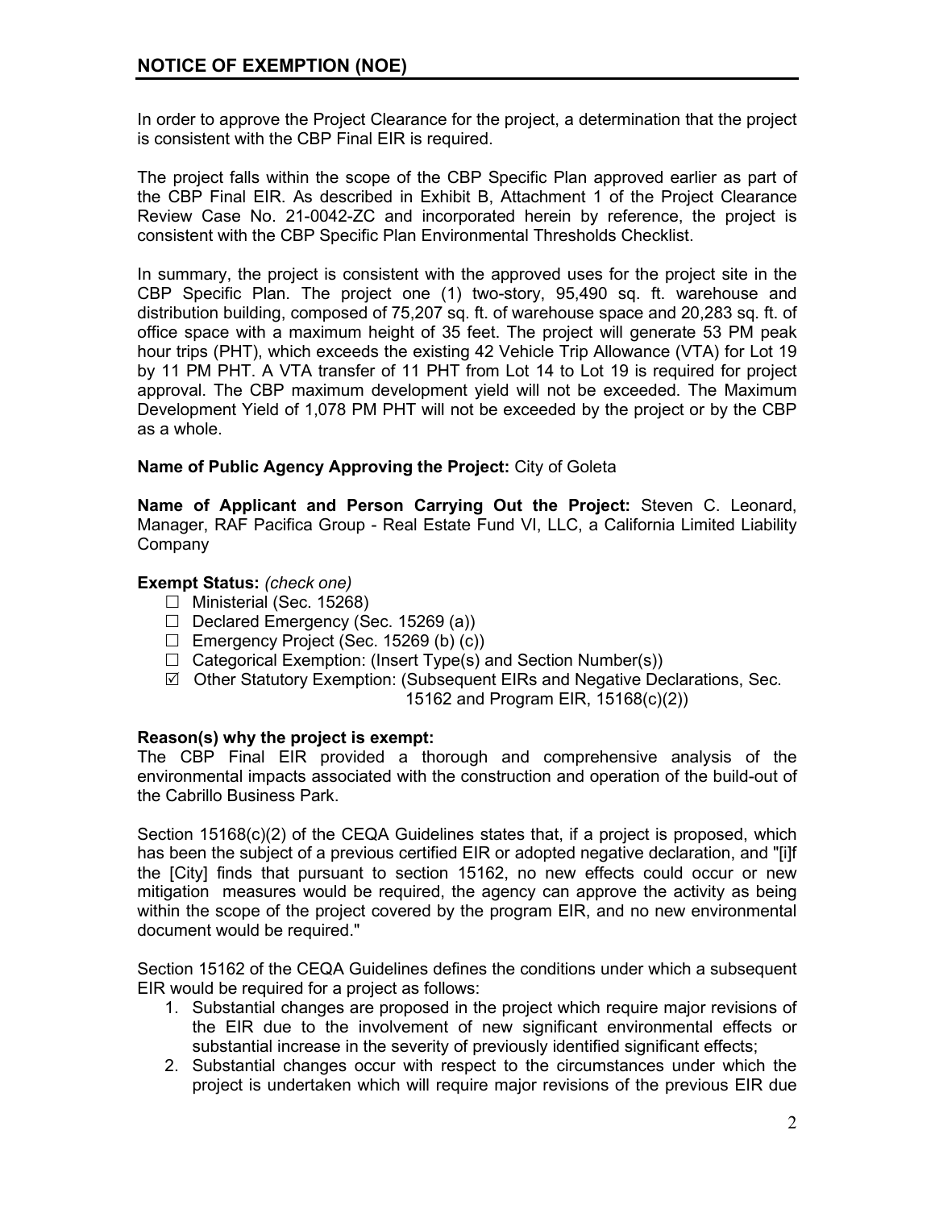## NOTICE OF EXEMPTION (NOE)

In order to approve the Project Clearance for the project, a determination that the project is consistent with the CBP Final EIR is required.

The project falls within the scope of the CBP Specific Plan approved earlier as part of the CBP Final EIR. As described in Exhibit B, Attachment 1 of the Project Clearance Review Case No. 21-0042-ZC and incorporated herein by reference, the project is consistent with the CBP Specific Plan Environmental Thresholds Checklist.

In summary, the project is consistent with the approved uses for the project site in the CBP Specific Plan. The project one (1) two-story, 95,490 sq. ft. warehouse and distribution building, composed of 75,207 sq. ft. of warehouse space and 20,283 sq. ft. of office space with a maximum height of 35 feet. The project will generate 53 PM peak hour trips (PHT), which exceeds the existing 42 Vehicle Trip Allowance (VTA) for Lot 19 by 11 PM PHT. A VTA transfer of 11 PHT from Lot 14 to Lot 19 is required for project approval. The CBP maximum development yield will not be exceeded. The Maximum Development Yield of 1,078 PM PHT will not be exceeded by the project or by the CBP as a whole.

**Name of Public Agency Approving the Project:** City of Goleta

**Name of Applicant and Person Carrying Out the Project:** Steven C. Leonard, Manager, RAF Pacifica Group - Real Estate Fund VI, LLC, a California Limited Liability Company

**Exempt Status:** *(check one)*

- ☐ Ministerial (Sec. 15268)
- ☐ Declared Emergency (Sec. 15269 (a))
- ☐ Emergency Project (Sec. 15269 (b) (c))
- ☐ Categorical Exemption: (Insert Type(s) and Section Number(s))
- ☑ Other Statutory Exemption: (Subsequent EIRs and Negative Declarations, Sec. 15162 and Program EIR, 15168(c)(2))

**Reason(s) why the project is exempt:**

The CBP Final EIR provided a thorough and comprehensive analysis of the environmental impacts associated with the construction and operation of the build-out of the Cabrillo Business Park.

Section 15168(c)(2) of the CEQA Guidelines states that, if a project is proposed, which has been the subject of a previous certified EIR or adopted negative declaration, and "[i]f the [City] finds that pursuant to section 15162, no new effects could occur or new mitigation measures would be required, the agency can approve the activity as being within the scope of the project covered by the program EIR, and no new environmental document would be required."

Section 15162 of the CEQA Guidelines defines the conditions under which a subsequent EIR would be required for a project as follows:

1. Substantial changes are proposed in the project which require major revisions of the EIR due to the involvement of new significant environmental effects or substantial increase in the severity of previously identified significant effects;
2. Substantial changes occur with respect to the circumstances under which the project is undertaken which will require major revisions of the previous EIR due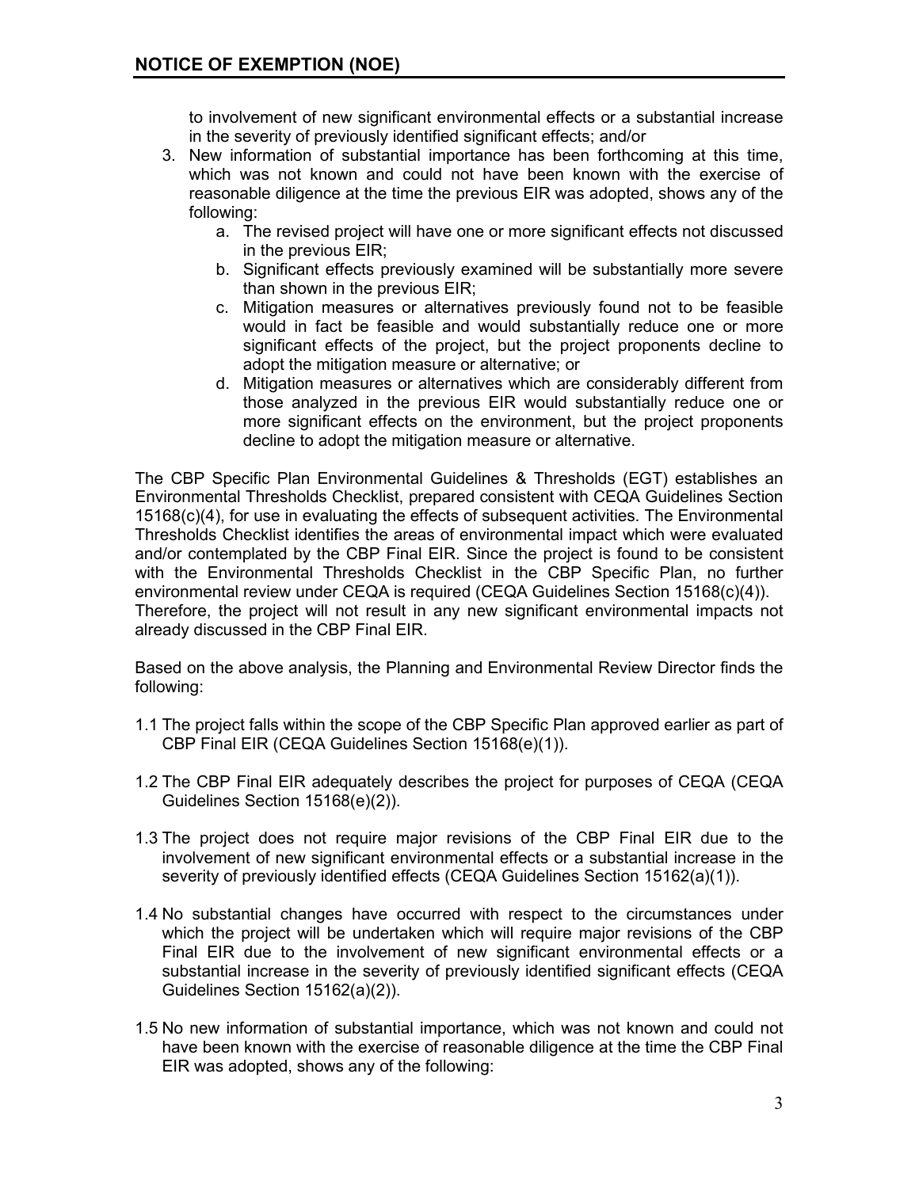to involvement of new significant environmental effects or a substantial increase in the severity of previously identified significant effects; and/or

3. New information of substantial importance has been forthcoming at this time, which was not known and could not have been known with the exercise of reasonable diligence at the time the previous EIR was adopted, shows any of the following:
    a. The revised project will have one or more significant effects not discussed in the previous EIR;
    b. Significant effects previously examined will be substantially more severe than shown in the previous EIR;
    c. Mitigation measures or alternatives previously found not to be feasible would in fact be feasible and would substantially reduce one or more significant effects of the project, but the project proponents decline to adopt the mitigation measure or alternative; or
    d. Mitigation measures or alternatives which are considerably different from those analyzed in the previous EIR would substantially reduce one or more significant effects on the environment, but the project proponents decline to adopt the mitigation measure or alternative.

The CBP Specific Plan Environmental Guidelines & Thresholds (EGT) establishes an Environmental Thresholds Checklist, prepared consistent with CEQA Guidelines Section 15168(c)(4), for use in evaluating the effects of subsequent activities. The Environmental Thresholds Checklist identifies the areas of environmental impact which were evaluated and/or contemplated by the CBP Final EIR. Since the project is found to be consistent with the Environmental Thresholds Checklist in the CBP Specific Plan, no further environmental review under CEQA is required (CEQA Guidelines Section 15168(c)(4)). Therefore, the project will not result in any new significant environmental impacts not already discussed in the CBP Final EIR.

Based on the above analysis, the Planning and Environmental Review Director finds the following:

1.1 The project falls within the scope of the CBP Specific Plan approved earlier as part of CBP Final EIR (CEQA Guidelines Section 15168(e)(1)).

1.2 The CBP Final EIR adequately describes the project for purposes of CEQA (CEQA Guidelines Section 15168(e)(2)).

1.3 The project does not require major revisions of the CBP Final EIR due to the involvement of new significant environmental effects or a substantial increase in the severity of previously identified effects (CEQA Guidelines Section 15162(a)(1)).

1.4 No substantial changes have occurred with respect to the circumstances under which the project will be undertaken which will require major revisions of the CBP Final EIR due to the involvement of new significant environmental effects or a substantial increase in the severity of previously identified significant effects (CEQA Guidelines Section 15162(a)(2)).

1.5 No new information of substantial importance, which was not known and could not have been known with the exercise of reasonable diligence at the time the CBP Final EIR was adopted, shows any of the following: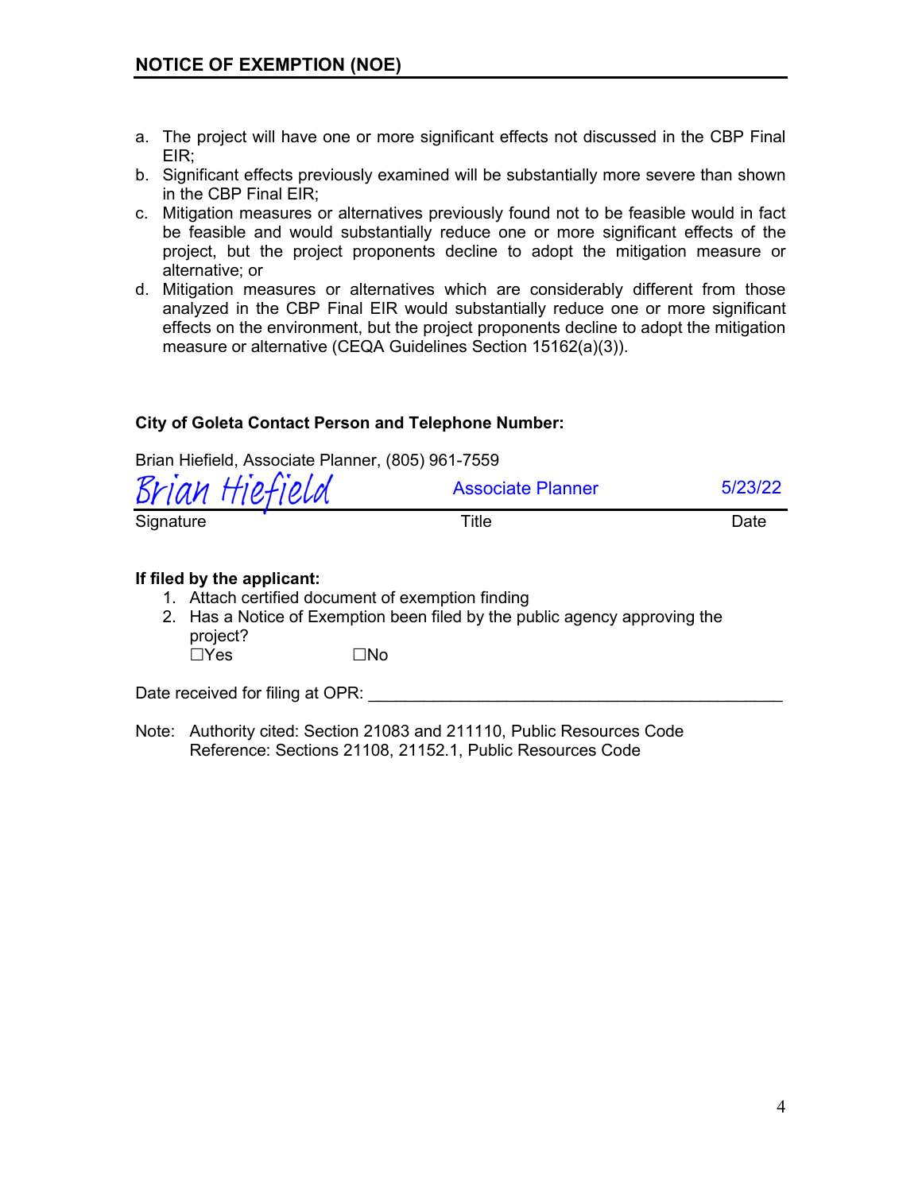## NOTICE OF EXEMPTION (NOE)

a. The project will have one or more significant effects not discussed in the CBP Final EIR;
b. Significant effects previously examined will be substantially more severe than shown in the CBP Final EIR;
c. Mitigation measures or alternatives previously found not to be feasible would in fact be feasible and would substantially reduce one or more significant effects of the project, but the project proponents decline to adopt the mitigation measure or alternative; or
d. Mitigation measures or alternatives which are considerably different from those analyzed in the CBP Final EIR would substantially reduce one or more significant effects on the environment, but the project proponents decline to adopt the mitigation measure or alternative (CEQA Guidelines Section 15162(a)(3)).

**City of Goleta Contact Person and Telephone Number:**

Brian Hiefield, Associate Planner, (805) 961-7559

| Brian Hiefield | Associate Planner | 5/23/22 |
| --- | --- | --- |
| Signature | Title | Date |

**If filed by the applicant:**

1. Attach certified document of exemption finding
2. Has a Notice of Exemption been filed by the public agency approving the project?
   ☐Yes ☐No

Date received for filing at OPR: ____________________________________________

Note: Authority cited: Section 21083 and 211110, Public Resources Code
Reference: Sections 21108, 21152.1, Public Resources Code